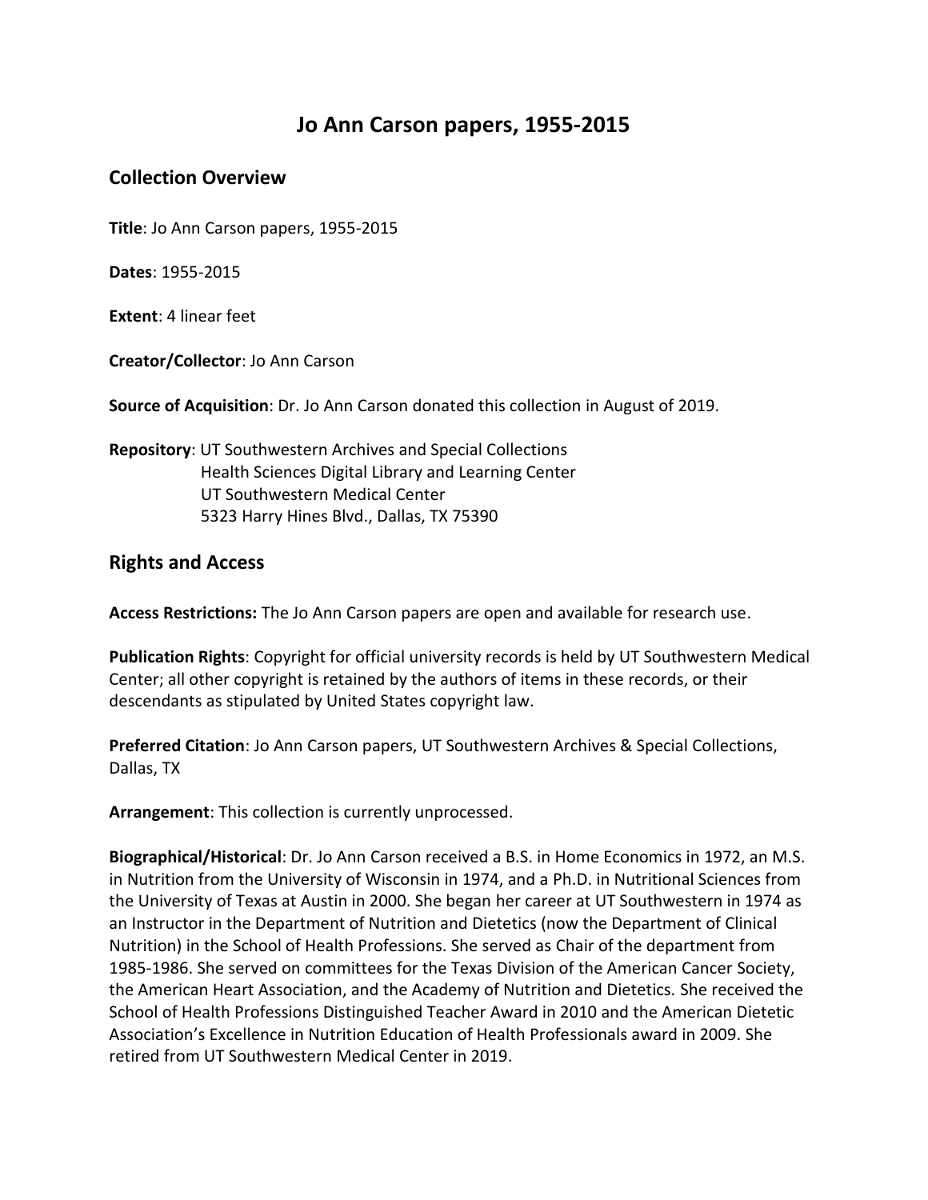# Jo Ann Carson papers, 1955-2015

## Collection Overview

**Title**: Jo Ann Carson papers, 1955-2015

**Dates**: 1955-2015

**Extent**: 4 linear feet

**Creator/Collector**: Jo Ann Carson

**Source of Acquisition**: Dr. Jo Ann Carson donated this collection in August of 2019.

**Repository**: UT Southwestern Archives and Special Collections
Health Sciences Digital Library and Learning Center
UT Southwestern Medical Center
5323 Harry Hines Blvd., Dallas, TX 75390

## Rights and Access

**Access Restrictions:** The Jo Ann Carson papers are open and available for research use.

**Publication Rights**: Copyright for official university records is held by UT Southwestern Medical Center; all other copyright is retained by the authors of items in these records, or their descendants as stipulated by United States copyright law.

**Preferred Citation**: Jo Ann Carson papers, UT Southwestern Archives & Special Collections, Dallas, TX

**Arrangement**: This collection is currently unprocessed.

**Biographical/Historical**: Dr. Jo Ann Carson received a B.S. in Home Economics in 1972, an M.S. in Nutrition from the University of Wisconsin in 1974, and a Ph.D. in Nutritional Sciences from the University of Texas at Austin in 2000. She began her career at UT Southwestern in 1974 as an Instructor in the Department of Nutrition and Dietetics (now the Department of Clinical Nutrition) in the School of Health Professions. She served as Chair of the department from 1985-1986. She served on committees for the Texas Division of the American Cancer Society, the American Heart Association, and the Academy of Nutrition and Dietetics. She received the School of Health Professions Distinguished Teacher Award in 2010 and the American Dietetic Association's Excellence in Nutrition Education of Health Professionals award in 2009. She retired from UT Southwestern Medical Center in 2019.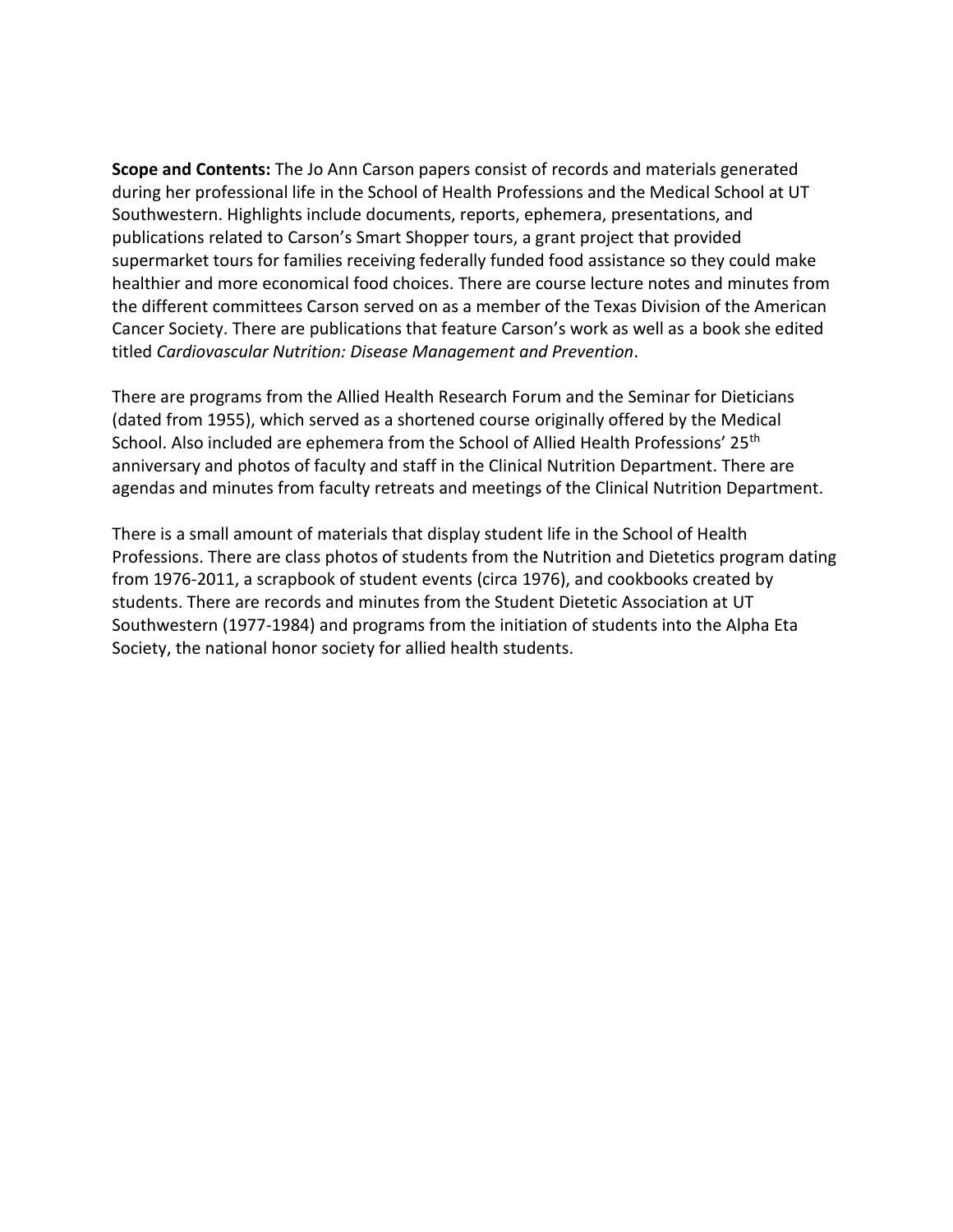**Scope and Contents:** The Jo Ann Carson papers consist of records and materials generated during her professional life in the School of Health Professions and the Medical School at UT Southwestern. Highlights include documents, reports, ephemera, presentations, and publications related to Carson's Smart Shopper tours, a grant project that provided supermarket tours for families receiving federally funded food assistance so they could make healthier and more economical food choices. There are course lecture notes and minutes from the different committees Carson served on as a member of the Texas Division of the American Cancer Society. There are publications that feature Carson's work as well as a book she edited titled *Cardiovascular Nutrition: Disease Management and Prevention*.

There are programs from the Allied Health Research Forum and the Seminar for Dieticians (dated from 1955), which served as a shortened course originally offered by the Medical School. Also included are ephemera from the School of Allied Health Professions' 25th anniversary and photos of faculty and staff in the Clinical Nutrition Department. There are agendas and minutes from faculty retreats and meetings of the Clinical Nutrition Department.

There is a small amount of materials that display student life in the School of Health Professions. There are class photos of students from the Nutrition and Dietetics program dating from 1976-2011, a scrapbook of student events (circa 1976), and cookbooks created by students. There are records and minutes from the Student Dietetic Association at UT Southwestern (1977-1984) and programs from the initiation of students into the Alpha Eta Society, the national honor society for allied health students.